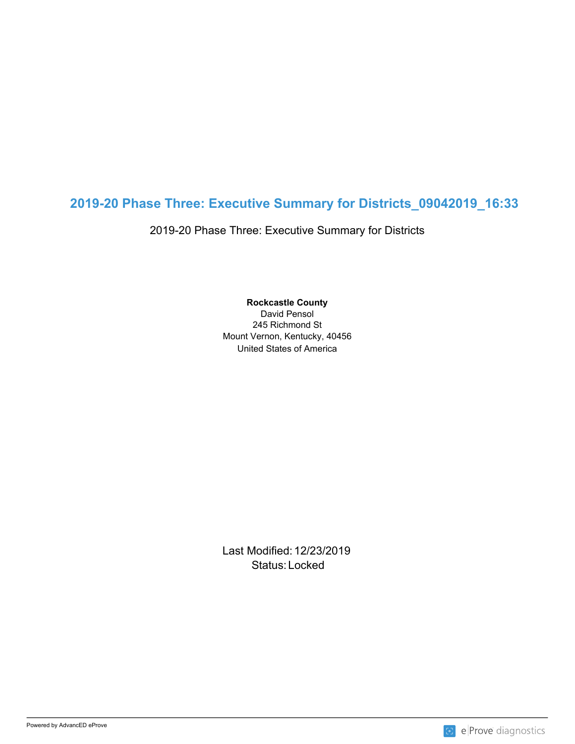# 2019-20 Phase Three: Executive Summary for Districts_09042019_16:33

2019-20 Phase Three: Executive Summary for Districts

**Rockcastle County**
David Pensol
245 Richmond St
Mount Vernon, Kentucky, 40456
United States of America

Last Modified: 12/23/2019
Status: Locked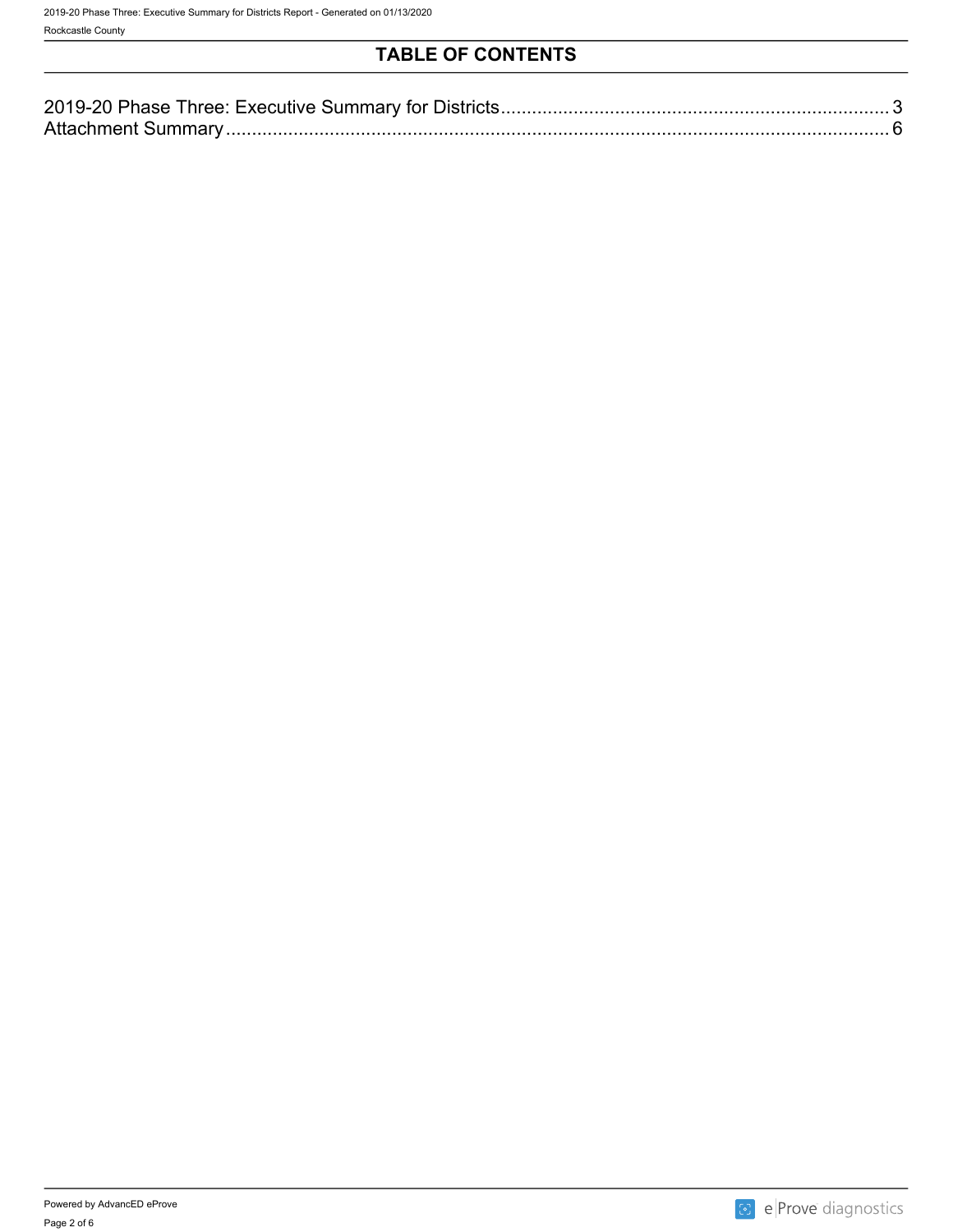# TABLE OF CONTENTS

2019-20 Phase Three: Executive Summary for Districts........................................................................... 3
Attachment Summary .................................................................................................................................. 6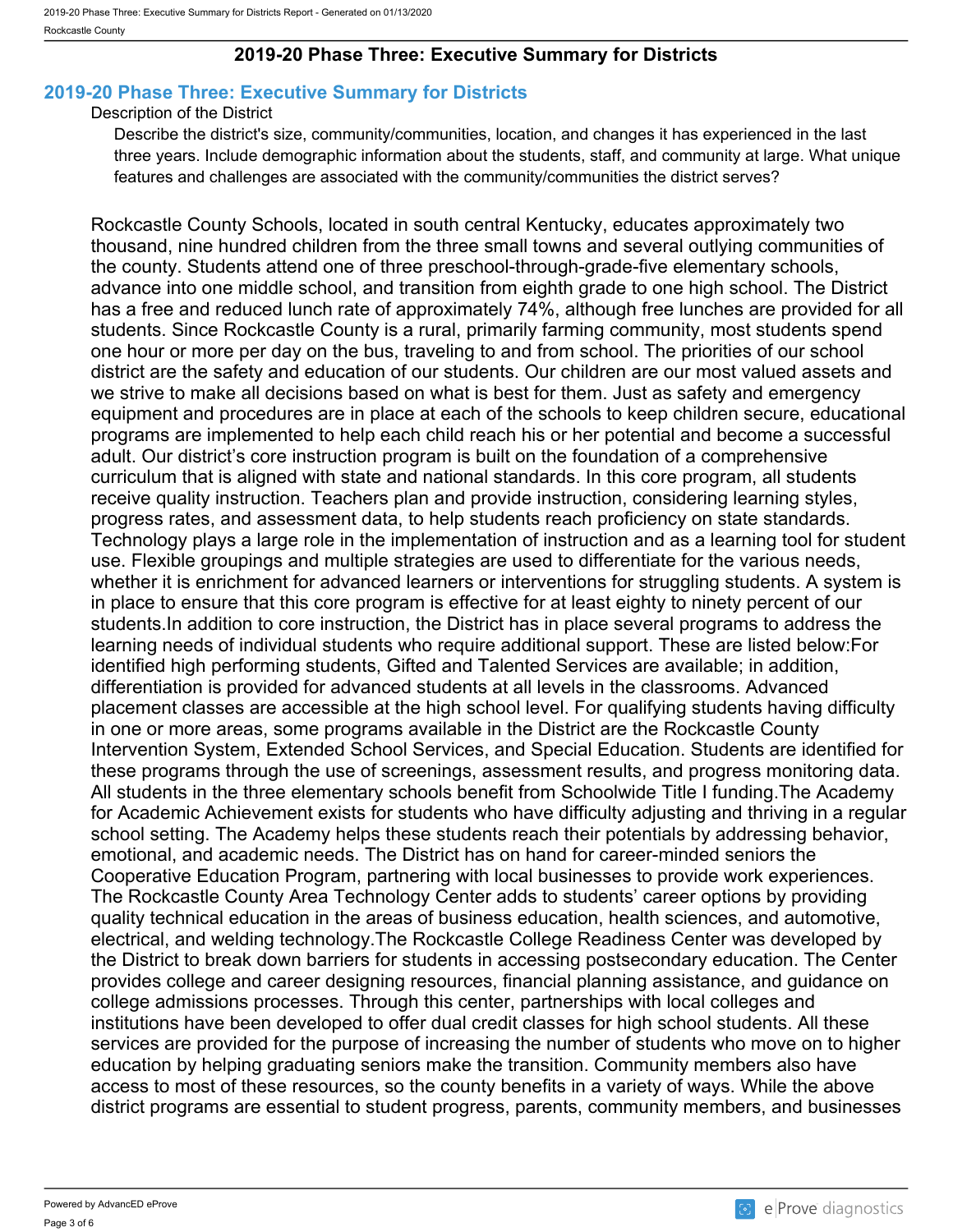## 2019-20 Phase Three: Executive Summary for Districts

### 2019-20 Phase Three: Executive Summary for Districts

Description of the District

Describe the district's size, community/communities, location, and changes it has experienced in the last three years. Include demographic information about the students, staff, and community at large. What unique features and challenges are associated with the community/communities the district serves?

Rockcastle County Schools, located in south central Kentucky, educates approximately two thousand, nine hundred children from the three small towns and several outlying communities of the county. Students attend one of three preschool-through-grade-five elementary schools, advance into one middle school, and transition from eighth grade to one high school. The District has a free and reduced lunch rate of approximately 74%, although free lunches are provided for all students. Since Rockcastle County is a rural, primarily farming community, most students spend one hour or more per day on the bus, traveling to and from school. The priorities of our school district are the safety and education of our students. Our children are our most valued assets and we strive to make all decisions based on what is best for them. Just as safety and emergency equipment and procedures are in place at each of the schools to keep children secure, educational programs are implemented to help each child reach his or her potential and become a successful adult. Our district's core instruction program is built on the foundation of a comprehensive curriculum that is aligned with state and national standards. In this core program, all students receive quality instruction. Teachers plan and provide instruction, considering learning styles, progress rates, and assessment data, to help students reach proficiency on state standards. Technology plays a large role in the implementation of instruction and as a learning tool for student use. Flexible groupings and multiple strategies are used to differentiate for the various needs, whether it is enrichment for advanced learners or interventions for struggling students. A system is in place to ensure that this core program is effective for at least eighty to ninety percent of our students.In addition to core instruction, the District has in place several programs to address the learning needs of individual students who require additional support. These are listed below:For identified high performing students, Gifted and Talented Services are available; in addition, differentiation is provided for advanced students at all levels in the classrooms. Advanced placement classes are accessible at the high school level. For qualifying students having difficulty in one or more areas, some programs available in the District are the Rockcastle County Intervention System, Extended School Services, and Special Education. Students are identified for these programs through the use of screenings, assessment results, and progress monitoring data. All students in the three elementary schools benefit from Schoolwide Title I funding.The Academy for Academic Achievement exists for students who have difficulty adjusting and thriving in a regular school setting. The Academy helps these students reach their potentials by addressing behavior, emotional, and academic needs. The District has on hand for career-minded seniors the Cooperative Education Program, partnering with local businesses to provide work experiences. The Rockcastle County Area Technology Center adds to students' career options by providing quality technical education in the areas of business education, health sciences, and automotive, electrical, and welding technology.The Rockcastle College Readiness Center was developed by the District to break down barriers for students in accessing postsecondary education. The Center provides college and career designing resources, financial planning assistance, and guidance on college admissions processes. Through this center, partnerships with local colleges and institutions have been developed to offer dual credit classes for high school students. All these services are provided for the purpose of increasing the number of students who move on to higher education by helping graduating seniors make the transition. Community members also have access to most of these resources, so the county benefits in a variety of ways. While the above district programs are essential to student progress, parents, community members, and businesses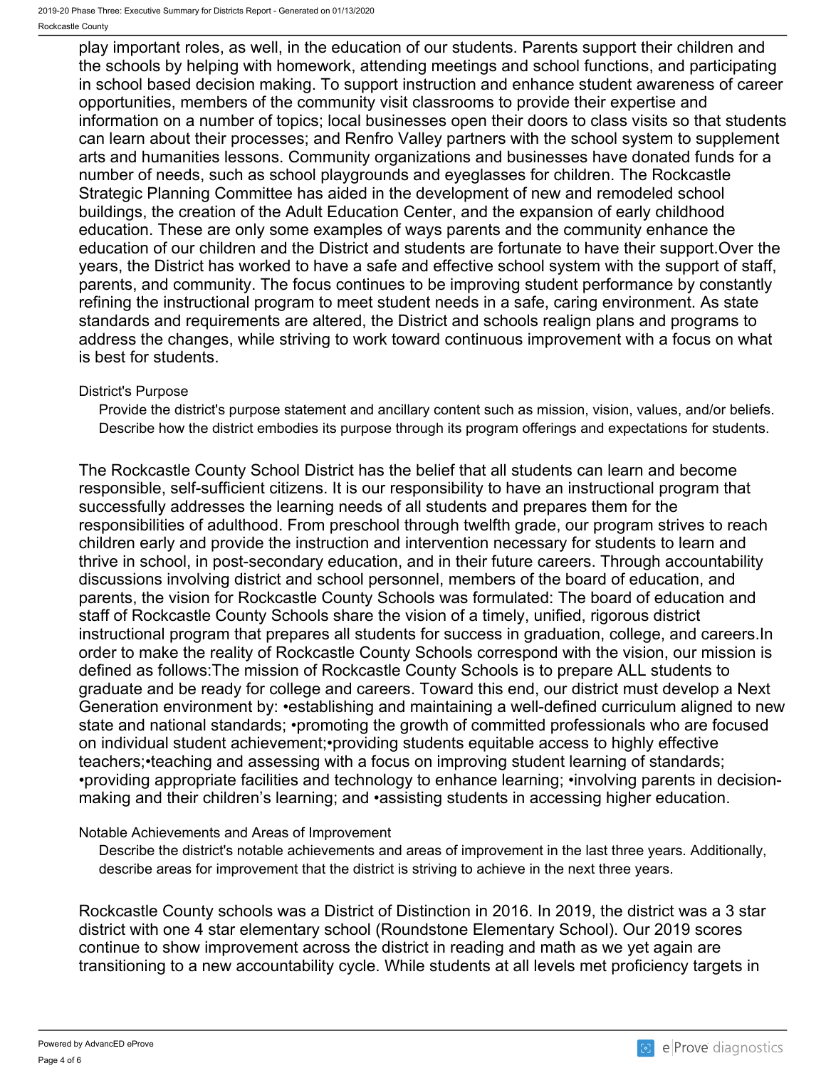play important roles, as well, in the education of our students. Parents support their children and the schools by helping with homework, attending meetings and school functions, and participating in school based decision making. To support instruction and enhance student awareness of career opportunities, members of the community visit classrooms to provide their expertise and information on a number of topics; local businesses open their doors to class visits so that students can learn about their processes; and Renfro Valley partners with the school system to supplement arts and humanities lessons. Community organizations and businesses have donated funds for a number of needs, such as school playgrounds and eyeglasses for children. The Rockcastle Strategic Planning Committee has aided in the development of new and remodeled school buildings, the creation of the Adult Education Center, and the expansion of early childhood education. These are only some examples of ways parents and the community enhance the education of our children and the District and students are fortunate to have their support.Over the years, the District has worked to have a safe and effective school system with the support of staff, parents, and community. The focus continues to be improving student performance by constantly refining the instructional program to meet student needs in a safe, caring environment. As state standards and requirements are altered, the District and schools realign plans and programs to address the changes, while striving to work toward continuous improvement with a focus on what is best for students.

### District's Purpose

Provide the district's purpose statement and ancillary content such as mission, vision, values, and/or beliefs. Describe how the district embodies its purpose through its program offerings and expectations for students.

The Rockcastle County School District has the belief that all students can learn and become responsible, self-sufficient citizens. It is our responsibility to have an instructional program that successfully addresses the learning needs of all students and prepares them for the responsibilities of adulthood. From preschool through twelfth grade, our program strives to reach children early and provide the instruction and intervention necessary for students to learn and thrive in school, in post-secondary education, and in their future careers. Through accountability discussions involving district and school personnel, members of the board of education, and parents, the vision for Rockcastle County Schools was formulated: The board of education and staff of Rockcastle County Schools share the vision of a timely, unified, rigorous district instructional program that prepares all students for success in graduation, college, and careers.In order to make the reality of Rockcastle County Schools correspond with the vision, our mission is defined as follows:The mission of Rockcastle County Schools is to prepare ALL students to graduate and be ready for college and careers. Toward this end, our district must develop a Next Generation environment by: •establishing and maintaining a well-defined curriculum aligned to new state and national standards; •promoting the growth of committed professionals who are focused on individual student achievement;•providing students equitable access to highly effective teachers;•teaching and assessing with a focus on improving student learning of standards; •providing appropriate facilities and technology to enhance learning; •involving parents in decision-making and their children's learning; and •assisting students in accessing higher education.

### Notable Achievements and Areas of Improvement

Describe the district's notable achievements and areas of improvement in the last three years. Additionally, describe areas for improvement that the district is striving to achieve in the next three years.

Rockcastle County schools was a District of Distinction in 2016. In 2019, the district was a 3 star district with one 4 star elementary school (Roundstone Elementary School). Our 2019 scores continue to show improvement across the district in reading and math as we yet again are transitioning to a new accountability cycle. While students at all levels met proficiency targets in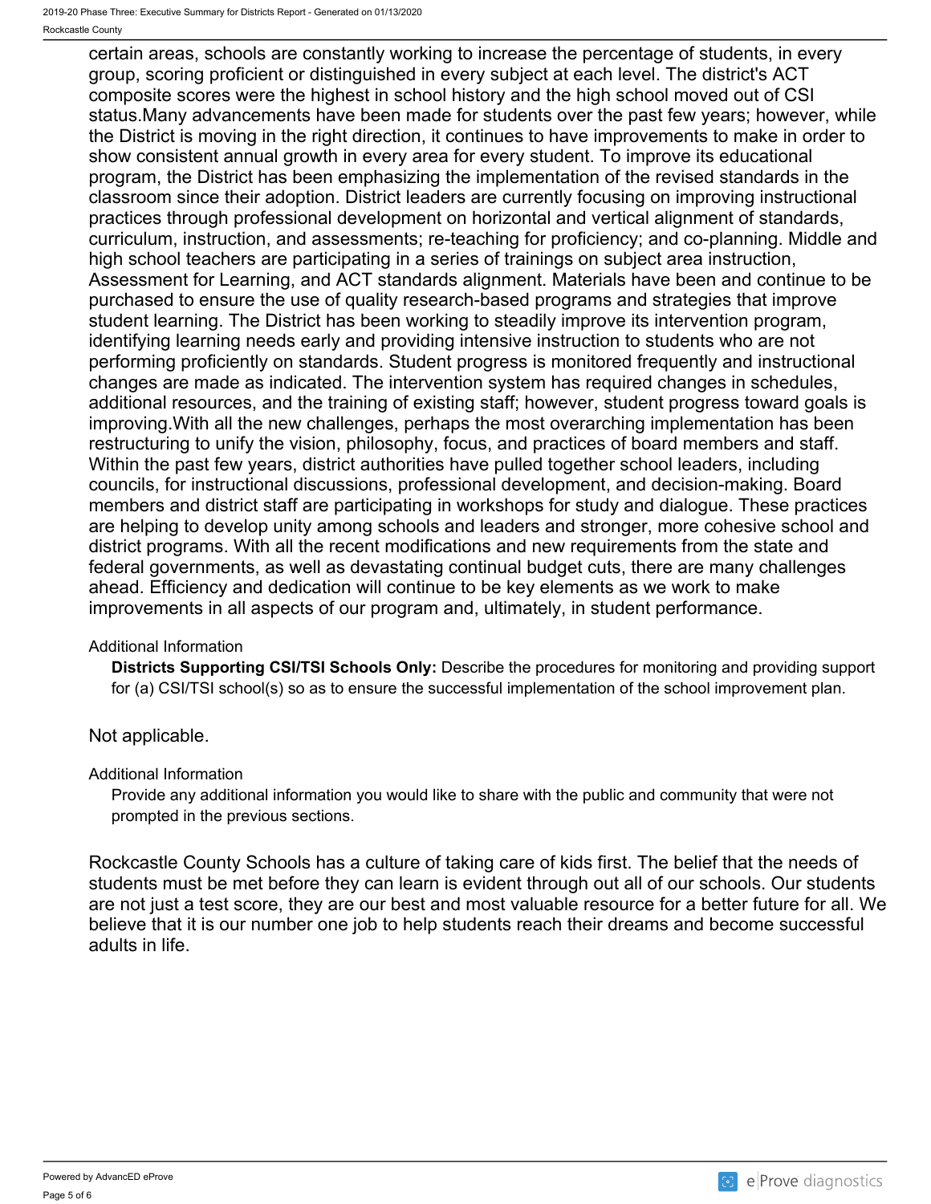certain areas, schools are constantly working to increase the percentage of students, in every group, scoring proficient or distinguished in every subject at each level. The district's ACT composite scores were the highest in school history and the high school moved out of CSI status.Many advancements have been made for students over the past few years; however, while the District is moving in the right direction, it continues to have improvements to make in order to show consistent annual growth in every area for every student. To improve its educational program, the District has been emphasizing the implementation of the revised standards in the classroom since their adoption. District leaders are currently focusing on improving instructional practices through professional development on horizontal and vertical alignment of standards, curriculum, instruction, and assessments; re-teaching for proficiency; and co-planning. Middle and high school teachers are participating in a series of trainings on subject area instruction, Assessment for Learning, and ACT standards alignment. Materials have been and continue to be purchased to ensure the use of quality research-based programs and strategies that improve student learning. The District has been working to steadily improve its intervention program, identifying learning needs early and providing intensive instruction to students who are not performing proficiently on standards. Student progress is monitored frequently and instructional changes are made as indicated. The intervention system has required changes in schedules, additional resources, and the training of existing staff; however, student progress toward goals is improving.With all the new challenges, perhaps the most overarching implementation has been restructuring to unify the vision, philosophy, focus, and practices of board members and staff. Within the past few years, district authorities have pulled together school leaders, including councils, for instructional discussions, professional development, and decision-making. Board members and district staff are participating in workshops for study and dialogue. These practices are helping to develop unity among schools and leaders and stronger, more cohesive school and district programs. With all the recent modifications and new requirements from the state and federal governments, as well as devastating continual budget cuts, there are many challenges ahead. Efficiency and dedication will continue to be key elements as we work to make improvements in all aspects of our program and, ultimately, in student performance.

Additional Information

**Districts Supporting CSI/TSI Schools Only:** Describe the procedures for monitoring and providing support for (a) CSI/TSI school(s) so as to ensure the successful implementation of the school improvement plan.

Not applicable.

Additional Information

Provide any additional information you would like to share with the public and community that were not prompted in the previous sections.

Rockcastle County Schools has a culture of taking care of kids first. The belief that the needs of students must be met before they can learn is evident through out all of our schools. Our students are not just a test score, they are our best and most valuable resource for a better future for all. We believe that it is our number one job to help students reach their dreams and become successful adults in life.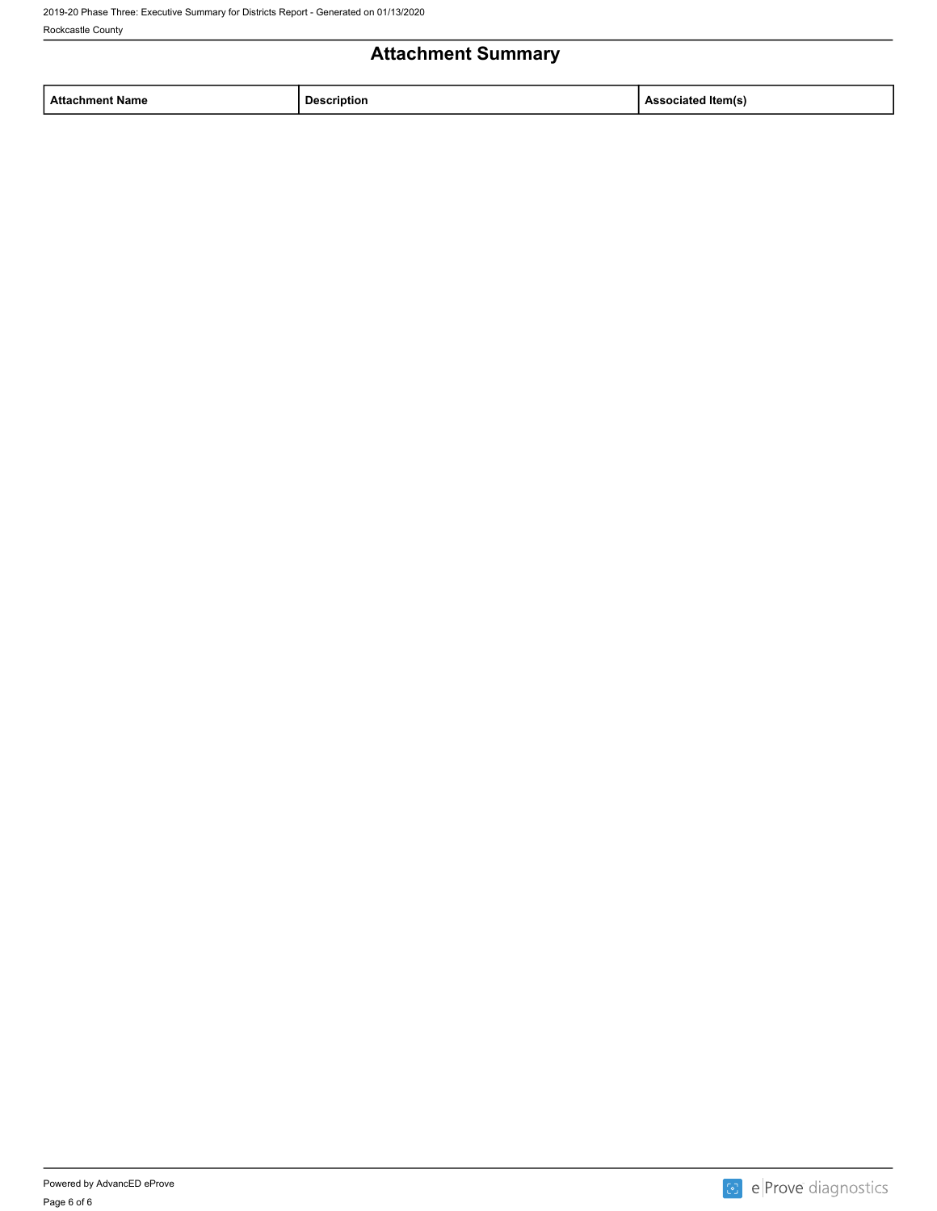# Attachment Summary

| Attachment Name | Description | Associated Item(s) |
| --- | --- | --- |